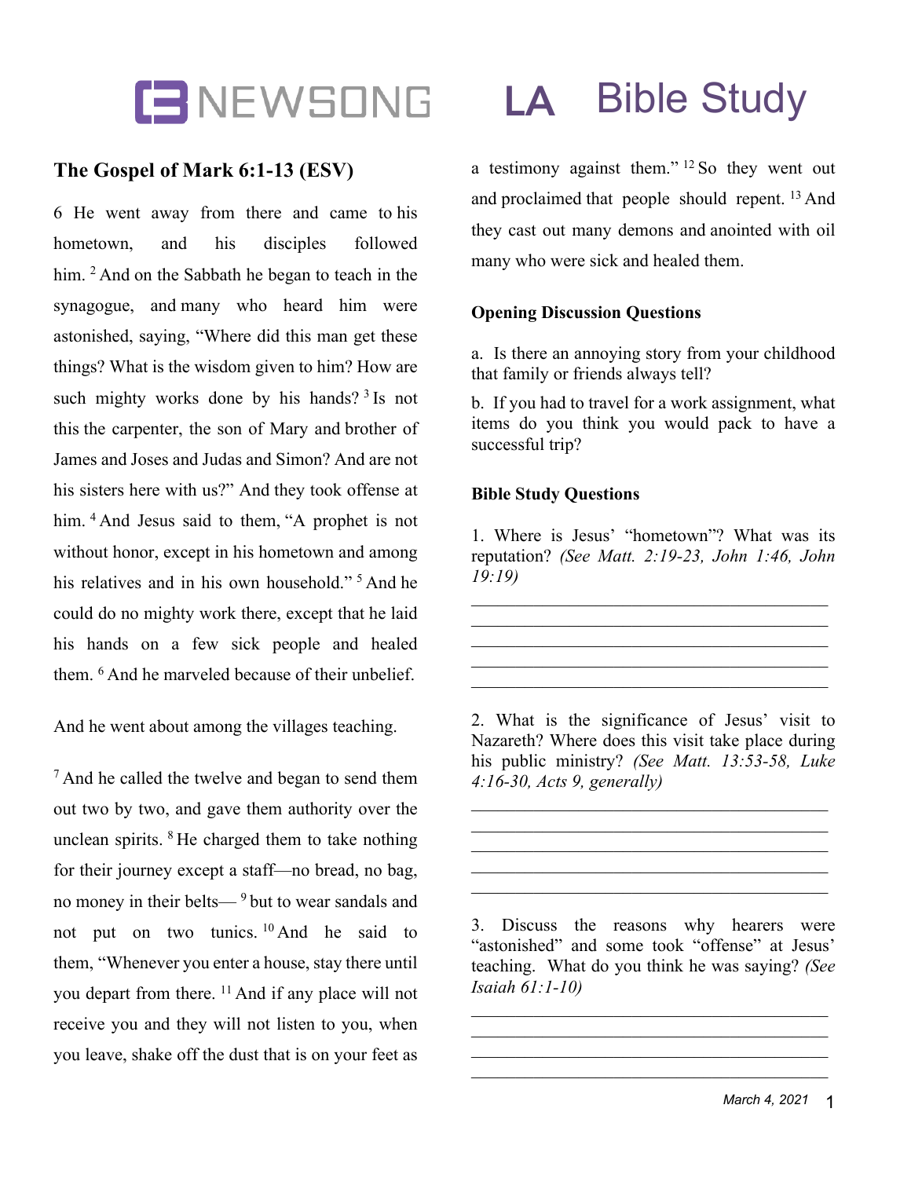# NEWSONG LA Bible Study

## The Gospel of Mark 6:1-13 (ESV)

6 He went away from there and came to his hometown, and his disciples followed him. [2] And on the Sabbath he began to teach in the synagogue, and many who heard him were astonished, saying, "Where did this man get these things? What is the wisdom given to him? How are such mighty works done by his hands? [3] Is not this the carpenter, the son of Mary and brother of James and Joses and Judas and Simon? And are not his sisters here with us?" And they took offense at him. [4] And Jesus said to them, "A prophet is not without honor, except in his hometown and among his relatives and in his own household." [5] And he could do no mighty work there, except that he laid his hands on a few sick people and healed them. [6] And he marveled because of their unbelief.

And he went about among the villages teaching.

[7] And he called the twelve and began to send them out two by two, and gave them authority over the unclean spirits. [8] He charged them to take nothing for their journey except a staff—no bread, no bag, no money in their belts— [9] but to wear sandals and not put on two tunics. [10] And he said to them, "Whenever you enter a house, stay there until you depart from there. [11] And if any place will not receive you and they will not listen to you, when you leave, shake off the dust that is on your feet as a testimony against them." [12] So they went out and proclaimed that people should repent. [13] And they cast out many demons and anointed with oil many who were sick and healed them.

### Opening Discussion Questions

a. Is there an annoying story from your childhood that family or friends always tell?

b. If you had to travel for a work assignment, what items do you think you would pack to have a successful trip?

### Bible Study Questions

1. Where is Jesus' "hometown"? What was its reputation? *(See Matt. 2:19-23, John 1:46, John 19:19)*

_______________________________________
_______________________________________
_______________________________________
_______________________________________
_______________________________________

2. What is the significance of Jesus' visit to Nazareth? Where does this visit take place during his public ministry? *(See Matt. 13:53-58, Luke 4:16-30, Acts 9, generally)*

_______________________________________
_______________________________________
_______________________________________
_______________________________________
_______________________________________

3. Discuss the reasons why hearers were "astonished" and some took "offense" at Jesus' teaching. What do you think he was saying? *(See Isaiah 61:1-10)*

_______________________________________
_______________________________________
_______________________________________
_______________________________________

*March 4, 2021*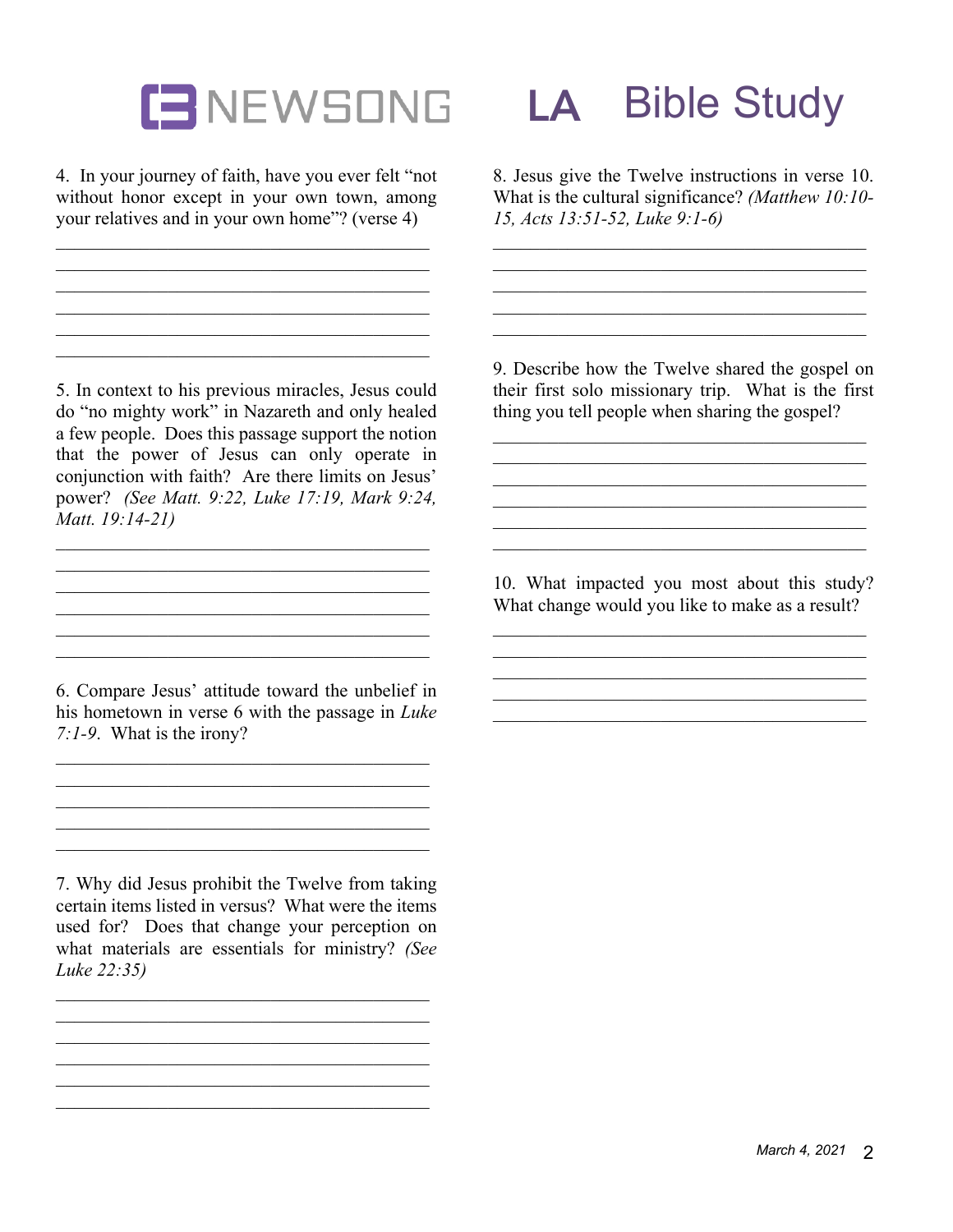# NEWSONG LA Bible Study

4. In your journey of faith, have you ever felt "not without honor except in your own town, among your relatives and in your own home"? (verse 4)

5. In context to his previous miracles, Jesus could do "no mighty work" in Nazareth and only healed a few people. Does this passage support the notion that the power of Jesus can only operate in conjunction with faith? Are there limits on Jesus' power? *(See Matt. 9:22, Luke 17:19, Mark 9:24, Matt. 19:14-21)*

6. Compare Jesus' attitude toward the unbelief in his hometown in verse 6 with the passage in *Luke 7:1-9*. What is the irony?

7. Why did Jesus prohibit the Twelve from taking certain items listed in versus? What were the items used for? Does that change your perception on what materials are essentials for ministry? *(See Luke 22:35)*

8. Jesus give the Twelve instructions in verse 10. What is the cultural significance? *(Matthew 10:10-15, Acts 13:51-52, Luke 9:1-6)*

9. Describe how the Twelve shared the gospel on their first solo missionary trip. What is the first thing you tell people when sharing the gospel?

10. What impacted you most about this study? What change would you like to make as a result?

*March 4, 2021*